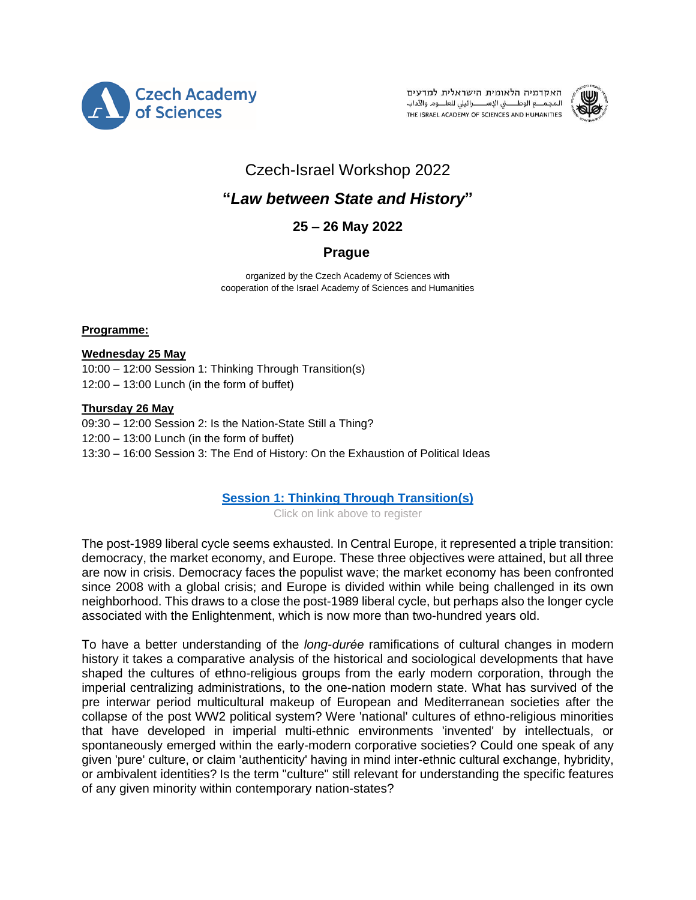Czech Academy of Sciences

האקדמיה הלאומית הישראלית למדעים
المجمع الوطني الإسرائيلي للعلوم والآداب
THE ISRAEL ACADEMY OF SCIENCES AND HUMANITIES

# Czech-Israel Workshop 2022

## "*Law between State and History*"

### 25 – 26 May 2022

### Prague

organized by the Czech Academy of Sciences with
cooperation of the Israel Academy of Sciences and Humanities

**Programme:**

**Wednesday 25 May**
10:00 – 12:00 Session 1: Thinking Through Transition(s)
12:00 – 13:00 Lunch (in the form of buffet)

**Thursday 26 May**
09:30 – 12:00 Session 2: Is the Nation-State Still a Thing?
12:00 – 13:00 Lunch (in the form of buffet)
13:30 – 16:00 Session 3: The End of History: On the Exhaustion of Political Ideas

**Session 1: Thinking Through Transition(s)**

Click on link above to register

The post-1989 liberal cycle seems exhausted. In Central Europe, it represented a triple transition: democracy, the market economy, and Europe. These three objectives were attained, but all three are now in crisis. Democracy faces the populist wave; the market economy has been confronted since 2008 with a global crisis; and Europe is divided within while being challenged in its own neighborhood. This draws to a close the post-1989 liberal cycle, but perhaps also the longer cycle associated with the Enlightenment, which is now more than two-hundred years old.

To have a better understanding of the *long-durée* ramifications of cultural changes in modern history it takes a comparative analysis of the historical and sociological developments that have shaped the cultures of ethno-religious groups from the early modern corporation, through the imperial centralizing administrations, to the one-nation modern state. What has survived of the pre interwar period multicultural makeup of European and Mediterranean societies after the collapse of the post WW2 political system? Were 'national' cultures of ethno-religious minorities that have developed in imperial multi-ethnic environments 'invented' by intellectuals, or spontaneously emerged within the early-modern corporative societies? Could one speak of any given 'pure' culture, or claim 'authenticity' having in mind inter-ethnic cultural exchange, hybridity, or ambivalent identities? Is the term "culture" still relevant for understanding the specific features of any given minority within contemporary nation-states?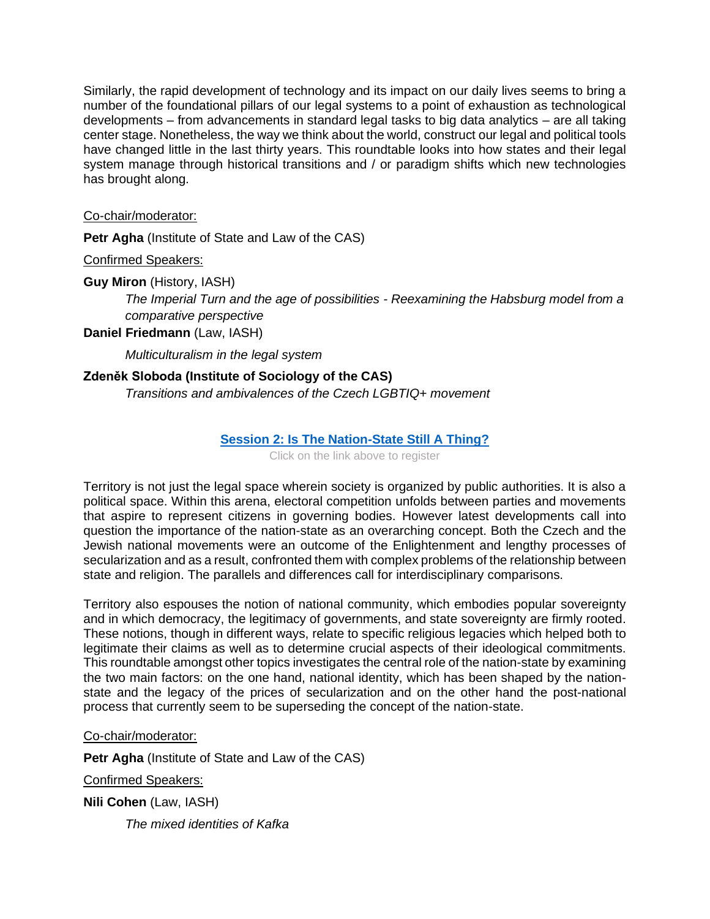Similarly, the rapid development of technology and its impact on our daily lives seems to bring a number of the foundational pillars of our legal systems to a point of exhaustion as technological developments – from advancements in standard legal tasks to big data analytics – are all taking center stage. Nonetheless, the way we think about the world, construct our legal and political tools have changed little in the last thirty years. This roundtable looks into how states and their legal system manage through historical transitions and / or paradigm shifts which new technologies has brought along.

Co-chair/moderator:

**Petr Agha** (Institute of State and Law of the CAS)

Confirmed Speakers:

**Guy Miron** (History, IASH)

*The Imperial Turn and the age of possibilities - Reexamining the Habsburg model from a comparative perspective*

**Daniel Friedmann** (Law, IASH)

*Multiculturalism in the legal system*

**Zdeněk Sloboda (Institute of Sociology of the CAS)**

*Transitions and ambivalences of the Czech LGBTIQ+ movement*

## Session 2: Is The Nation-State Still A Thing?

Click on the link above to register

Territory is not just the legal space wherein society is organized by public authorities. It is also a political space. Within this arena, electoral competition unfolds between parties and movements that aspire to represent citizens in governing bodies. However latest developments call into question the importance of the nation-state as an overarching concept. Both the Czech and the Jewish national movements were an outcome of the Enlightenment and lengthy processes of secularization and as a result, confronted them with complex problems of the relationship between state and religion. The parallels and differences call for interdisciplinary comparisons.

Territory also espouses the notion of national community, which embodies popular sovereignty and in which democracy, the legitimacy of governments, and state sovereignty are firmly rooted. These notions, though in different ways, relate to specific religious legacies which helped both to legitimate their claims as well as to determine crucial aspects of their ideological commitments. This roundtable amongst other topics investigates the central role of the nation-state by examining the two main factors: on the one hand, national identity, which has been shaped by the nation-state and the legacy of the prices of secularization and on the other hand the post-national process that currently seem to be superseding the concept of the nation-state.

Co-chair/moderator:

**Petr Agha** (Institute of State and Law of the CAS)

Confirmed Speakers:

**Nili Cohen** (Law, IASH)

*The mixed identities of Kafka*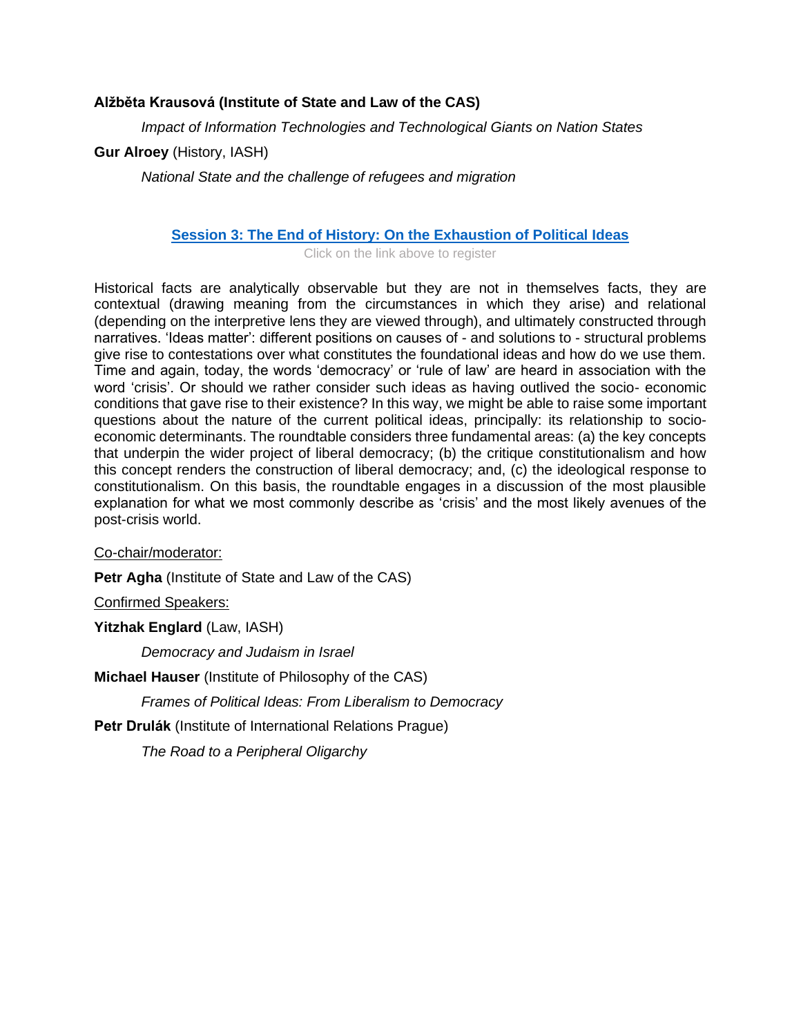**Alžběta Krausová (Institute of State and Law of the CAS)**

*Impact of Information Technologies and Technological Giants on Nation States*

**Gur Alroey** (History, IASH)

*National State and the challenge of refugees and migration*

## Session 3: The End of History: On the Exhaustion of Political Ideas

Click on the link above to register

Historical facts are analytically observable but they are not in themselves facts, they are contextual (drawing meaning from the circumstances in which they arise) and relational (depending on the interpretive lens they are viewed through), and ultimately constructed through narratives. 'Ideas matter': different positions on causes of - and solutions to - structural problems give rise to contestations over what constitutes the foundational ideas and how do we use them. Time and again, today, the words 'democracy' or 'rule of law' are heard in association with the word 'crisis'. Or should we rather consider such ideas as having outlived the socio- economic conditions that gave rise to their existence? In this way, we might be able to raise some important questions about the nature of the current political ideas, principally: its relationship to socio-economic determinants. The roundtable considers three fundamental areas: (a) the key concepts that underpin the wider project of liberal democracy; (b) the critique constitutionalism and how this concept renders the construction of liberal democracy; and, (c) the ideological response to constitutionalism. On this basis, the roundtable engages in a discussion of the most plausible explanation for what we most commonly describe as 'crisis' and the most likely avenues of the post-crisis world.

Co-chair/moderator:

**Petr Agha** (Institute of State and Law of the CAS)

Confirmed Speakers:

**Yitzhak Englard** (Law, IASH)

*Democracy and Judaism in Israel*

**Michael Hauser** (Institute of Philosophy of the CAS)

*Frames of Political Ideas: From Liberalism to Democracy*

**Petr Drulák** (Institute of International Relations Prague)

*The Road to a Peripheral Oligarchy*